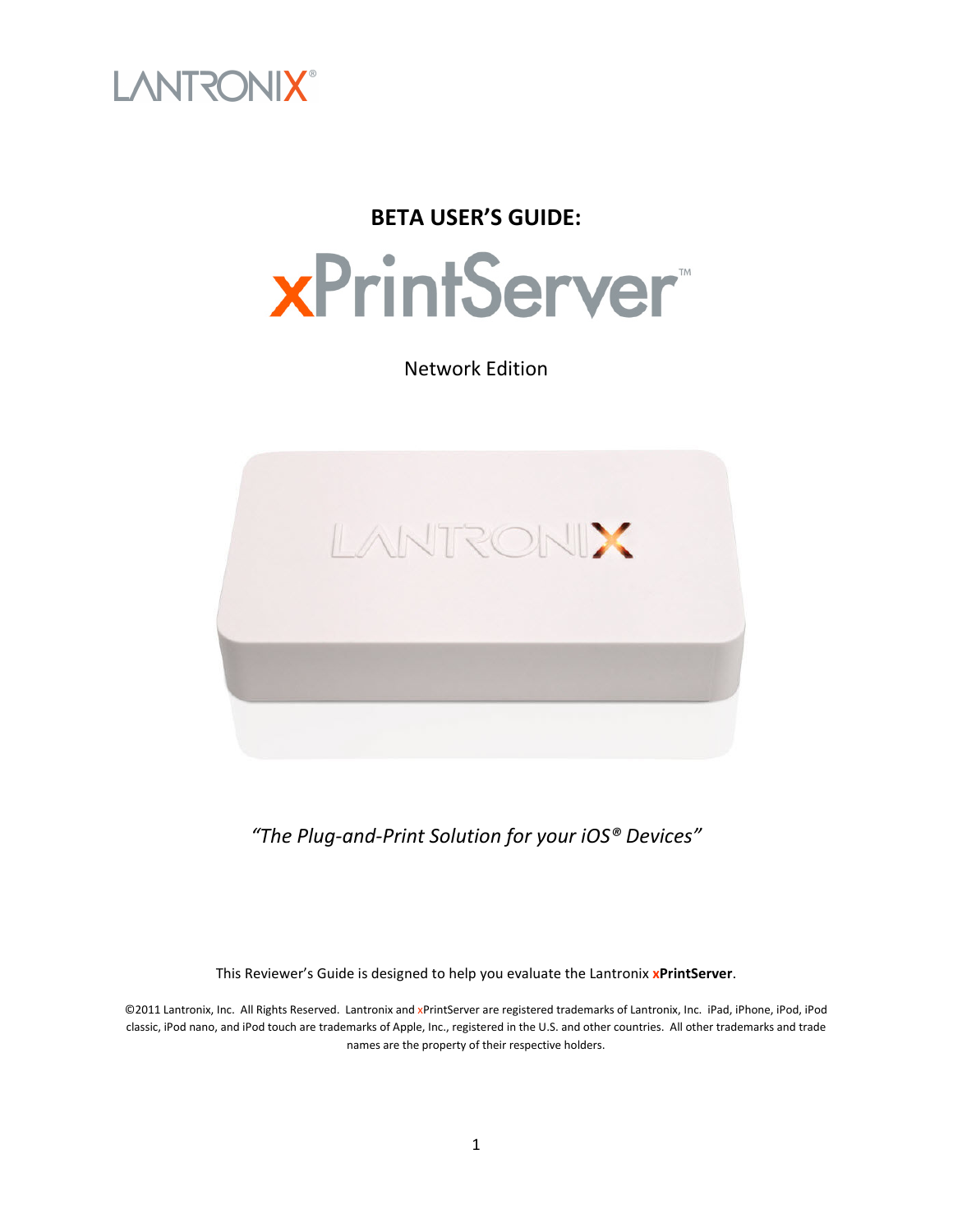LANTRONIX®

# BETA USER'S GUIDE:

# xPrintServer™

Network Edition

*"The Plug-and-Print Solution for your iOS® Devices"*

This Reviewer's Guide is designed to help you evaluate the Lantronix **xPrintServer**.

©2011 Lantronix, Inc. All Rights Reserved. Lantronix and xPrintServer are registered trademarks of Lantronix, Inc. iPad, iPhone, iPod, iPod classic, iPod nano, and iPod touch are trademarks of Apple, Inc., registered in the U.S. and other countries. All other trademarks and trade names are the property of their respective holders.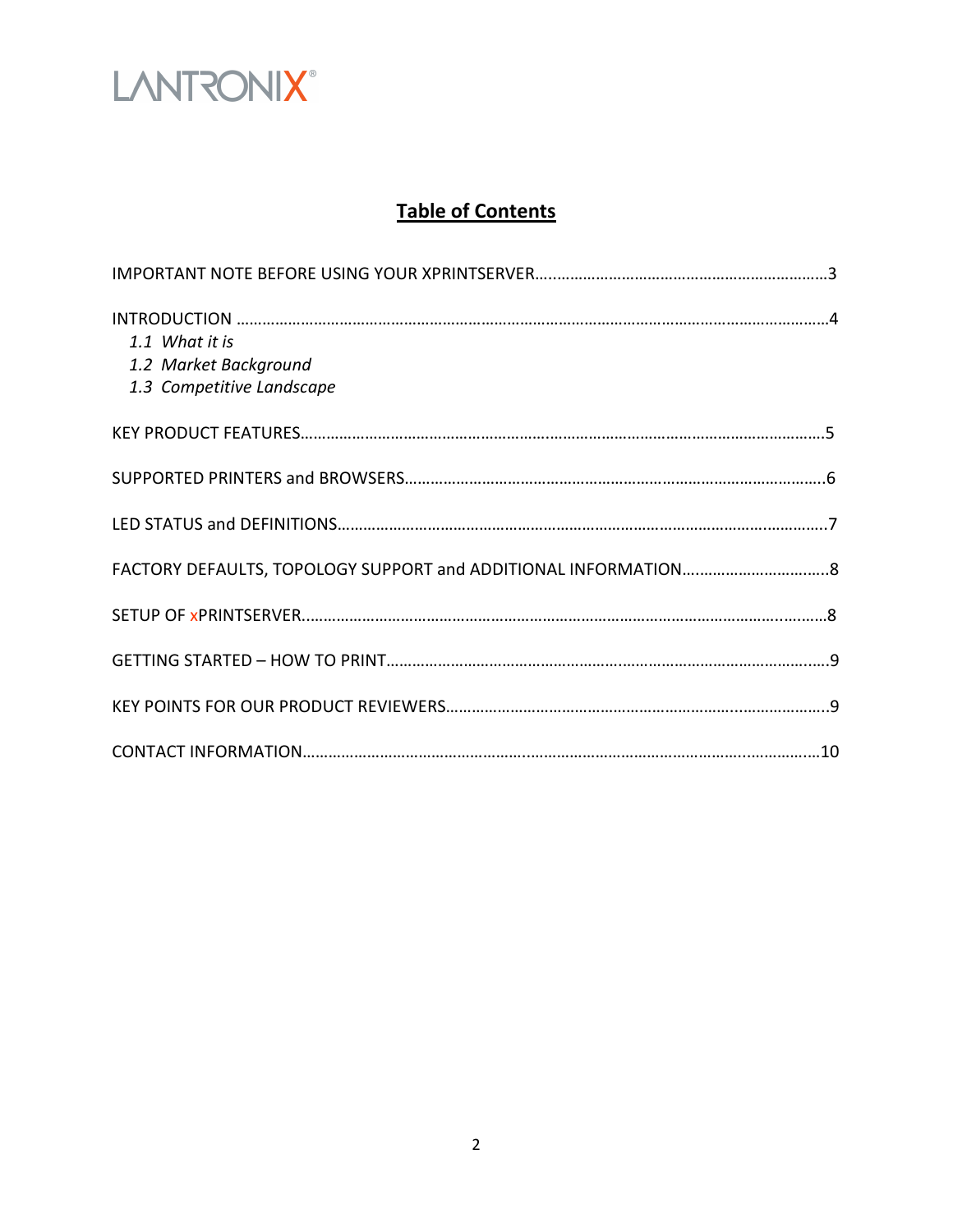LANTRONIX®

# Table of Contents

IMPORTANT NOTE BEFORE USING YOUR XPRINTSERVER……………………………………………………………3

INTRODUCTION ………………………………………………………………………………………………………………………4
- *1.1 What it is*
- *1.2 Market Background*
- *1.3 Competitive Landscape*

KEY PRODUCT FEATURES………………………………………………………………………………………………………5

SUPPORTED PRINTERS and BROWSERS……………………………………………………………………………………6

LED STATUS and DEFINITIONS………………………………………………………………………………………………….7

FACTORY DEFAULTS, TOPOLOGY SUPPORT and ADDITIONAL INFORMATION……………………………8

SETUP OF xPRINTSERVER……………………………………………………………………………………………………8

GETTING STARTED – HOW TO PRINT…………………………………………………………………………………….9

KEY POINTS FOR OUR PRODUCT REVIEWERS………………………………………………………………………..9

CONTACT INFORMATION……………………………………………………………………………………………………10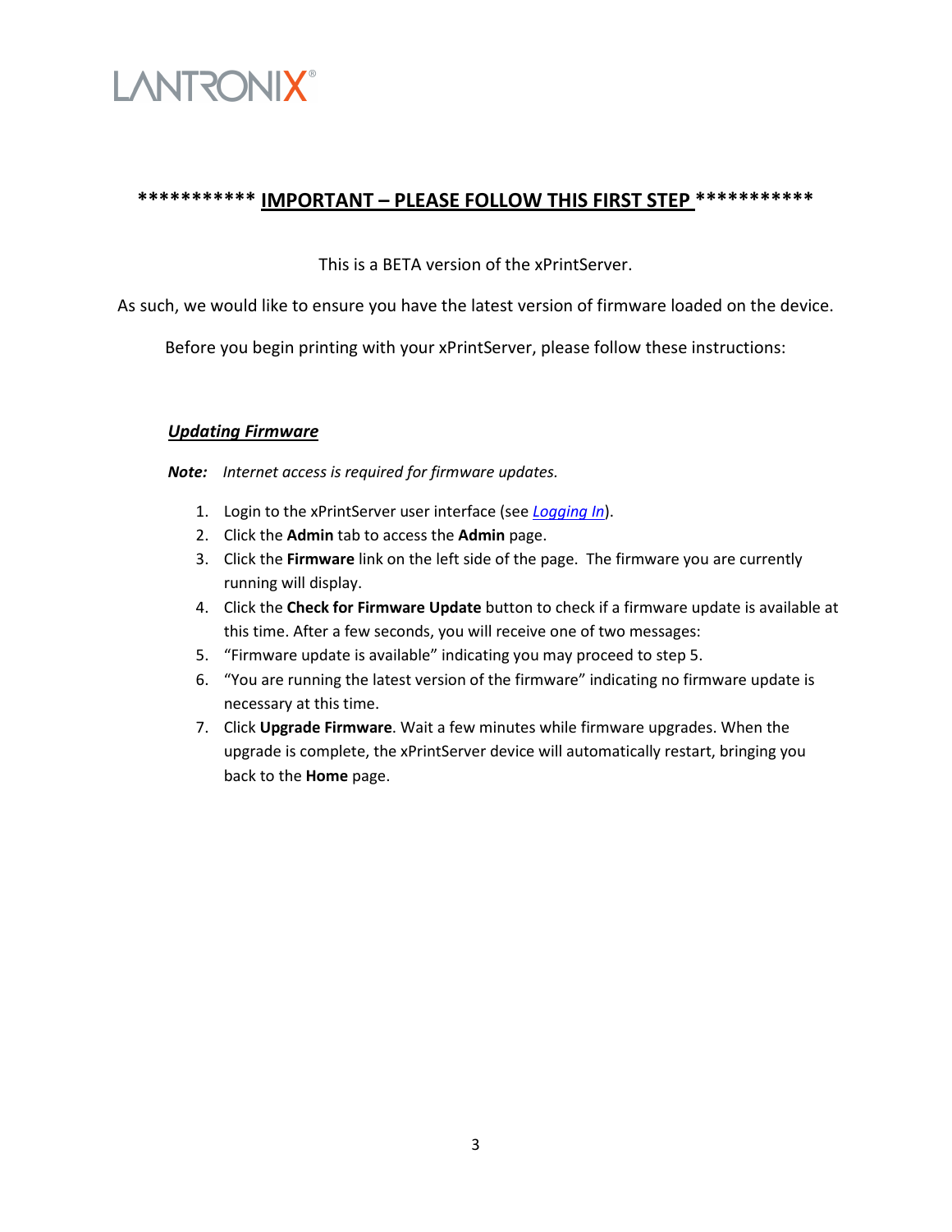LANTRONIX®

## *********** IMPORTANT – PLEASE FOLLOW THIS FIRST STEP ***********

This is a BETA version of the xPrintServer.

As such, we would like to ensure you have the latest version of firmware loaded on the device.

Before you begin printing with your xPrintServer, please follow these instructions:

### ***Updating Firmware***

***Note:*** *Internet access is required for firmware updates.*

1. Login to the xPrintServer user interface (see *Logging In*).
2. Click the **Admin** tab to access the **Admin** page.
3. Click the **Firmware** link on the left side of the page. The firmware you are currently running will display.
4. Click the **Check for Firmware Update** button to check if a firmware update is available at this time. After a few seconds, you will receive one of two messages:
5. "Firmware update is available" indicating you may proceed to step 5.
6. "You are running the latest version of the firmware" indicating no firmware update is necessary at this time.
7. Click **Upgrade Firmware**. Wait a few minutes while firmware upgrades. When the upgrade is complete, the xPrintServer device will automatically restart, bringing you back to the **Home** page.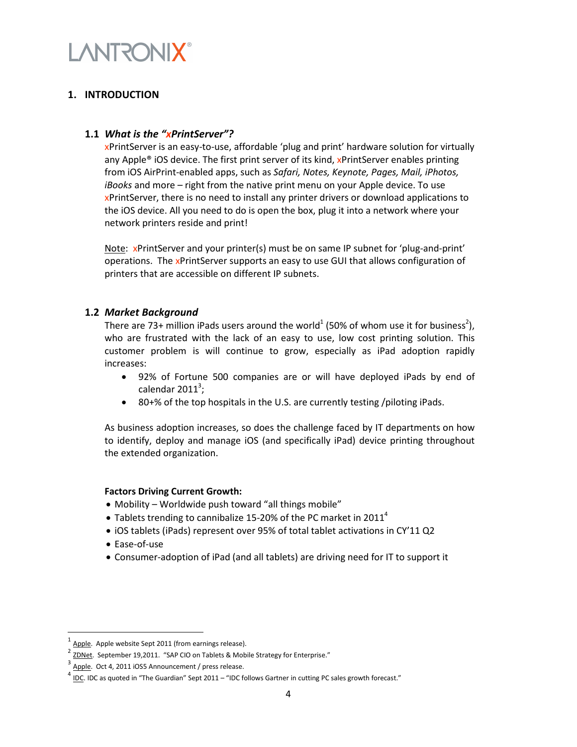# 1. INTRODUCTION

## 1.1 *What is the "xPrintServer"?*

xPrintServer is an easy-to-use, affordable 'plug and print' hardware solution for virtually any Apple® iOS device. The first print server of its kind, xPrintServer enables printing from iOS AirPrint-enabled apps, such as *Safari, Notes, Keynote, Pages, Mail, iPhotos, iBooks* and more – right from the native print menu on your Apple device. To use xPrintServer, there is no need to install any printer drivers or download applications to the iOS device. All you need to do is open the box, plug it into a network where your network printers reside and print!

Note: xPrintServer and your printer(s) must be on same IP subnet for 'plug-and-print' operations. The xPrintServer supports an easy to use GUI that allows configuration of printers that are accessible on different IP subnets.

## 1.2 *Market Background*

There are 73+ million iPads users around the world[1] (50% of whom use it for business[2]), who are frustrated with the lack of an easy to use, low cost printing solution. This customer problem is will continue to grow, especially as iPad adoption rapidly increases:

- 92% of Fortune 500 companies are or will have deployed iPads by end of calendar 2011[3];
- 80+% of the top hospitals in the U.S. are currently testing /piloting iPads.

As business adoption increases, so does the challenge faced by IT departments on how to identify, deploy and manage iOS (and specifically iPad) device printing throughout the extended organization.

**Factors Driving Current Growth:**

- Mobility – Worldwide push toward "all things mobile"
- Tablets trending to cannibalize 15-20% of the PC market in 2011[4]
- iOS tablets (iPads) represent over 95% of total tablet activations in CY'11 Q2
- Ease-of-use
- Consumer-adoption of iPad (and all tablets) are driving need for IT to support it

---

[1] Apple. Apple website Sept 2011 (from earnings release).

[2] ZDNet. September 19,2011. "SAP CIO on Tablets & Mobile Strategy for Enterprise."

[3] Apple. Oct 4, 2011 iOS5 Announcement / press release.

[4] IDC. IDC as quoted in "The Guardian" Sept 2011 – "IDC follows Gartner in cutting PC sales growth forecast."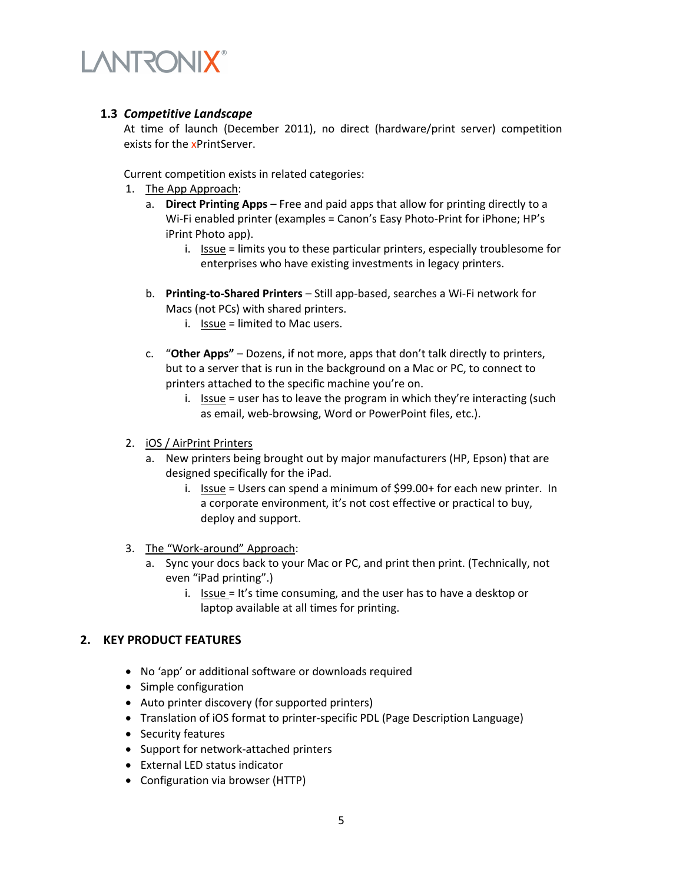### 1.3 *Competitive Landscape*

At time of launch (December 2011), no direct (hardware/print server) competition exists for the xPrintServer.

Current competition exists in related categories:

1. The App Approach:
   a. **Direct Printing Apps** – Free and paid apps that allow for printing directly to a Wi-Fi enabled printer (examples = Canon's Easy Photo-Print for iPhone; HP's iPrint Photo app).
      i. Issue = limits you to these particular printers, especially troublesome for enterprises who have existing investments in legacy printers.

   b. **Printing-to-Shared Printers** – Still app-based, searches a Wi-Fi network for Macs (not PCs) with shared printers.
      i. Issue = limited to Mac users.

   c. "**Other Apps"** – Dozens, if not more, apps that don't talk directly to printers, but to a server that is run in the background on a Mac or PC, to connect to printers attached to the specific machine you're on.
      i. Issue = user has to leave the program in which they're interacting (such as email, web-browsing, Word or PowerPoint files, etc.).

2. iOS / AirPrint Printers
   a. New printers being brought out by major manufacturers (HP, Epson) that are designed specifically for the iPad.
      i. Issue = Users can spend a minimum of $99.00+ for each new printer. In a corporate environment, it's not cost effective or practical to buy, deploy and support.

3. The "Work-around" Approach:
   a. Sync your docs back to your Mac or PC, and print then print. (Technically, not even "iPad printing".)
      i. Issue = It's time consuming, and the user has to have a desktop or laptop available at all times for printing.

## 2. KEY PRODUCT FEATURES

- No 'app' or additional software or downloads required
- Simple configuration
- Auto printer discovery (for supported printers)
- Translation of iOS format to printer-specific PDL (Page Description Language)
- Security features
- Support for network-attached printers
- External LED status indicator
- Configuration via browser (HTTP)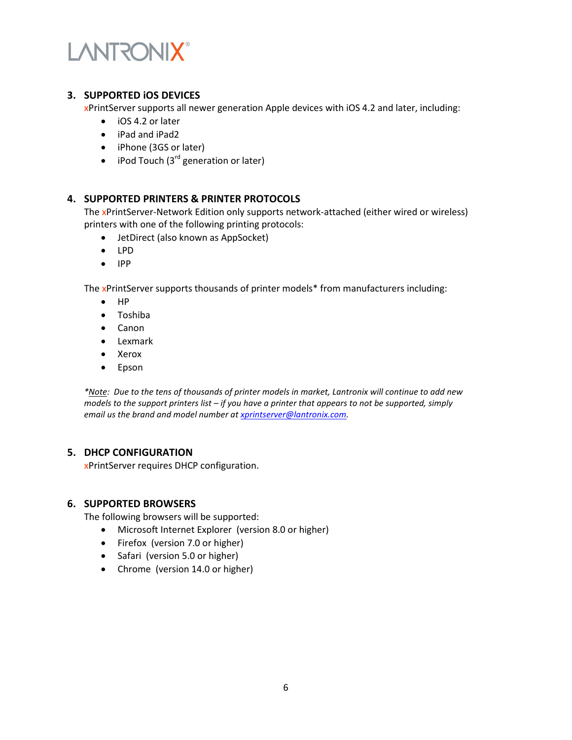## 3. SUPPORTED iOS DEVICES

xPrintServer supports all newer generation Apple devices with iOS 4.2 and later, including:

- iOS 4.2 or later
- iPad and iPad2
- iPhone (3GS or later)
- iPod Touch (3rd generation or later)

## 4. SUPPORTED PRINTERS & PRINTER PROTOCOLS

The xPrintServer-Network Edition only supports network-attached (either wired or wireless) printers with one of the following printing protocols:

- JetDirect (also known as AppSocket)
- LPD
- IPP

The xPrintServer supports thousands of printer models* from manufacturers including:

- HP
- Toshiba
- Canon
- Lexmark
- Xerox
- Epson

*\*Note: Due to the tens of thousands of printer models in market, Lantronix will continue to add new models to the support printers list – if you have a printer that appears to not be supported, simply email us the brand and model number at xprintserver@lantronix.com.*

## 5. DHCP CONFIGURATION

xPrintServer requires DHCP configuration.

## 6. SUPPORTED BROWSERS

The following browsers will be supported:

- Microsoft Internet Explorer (version 8.0 or higher)
- Firefox (version 7.0 or higher)
- Safari (version 5.0 or higher)
- Chrome (version 14.0 or higher)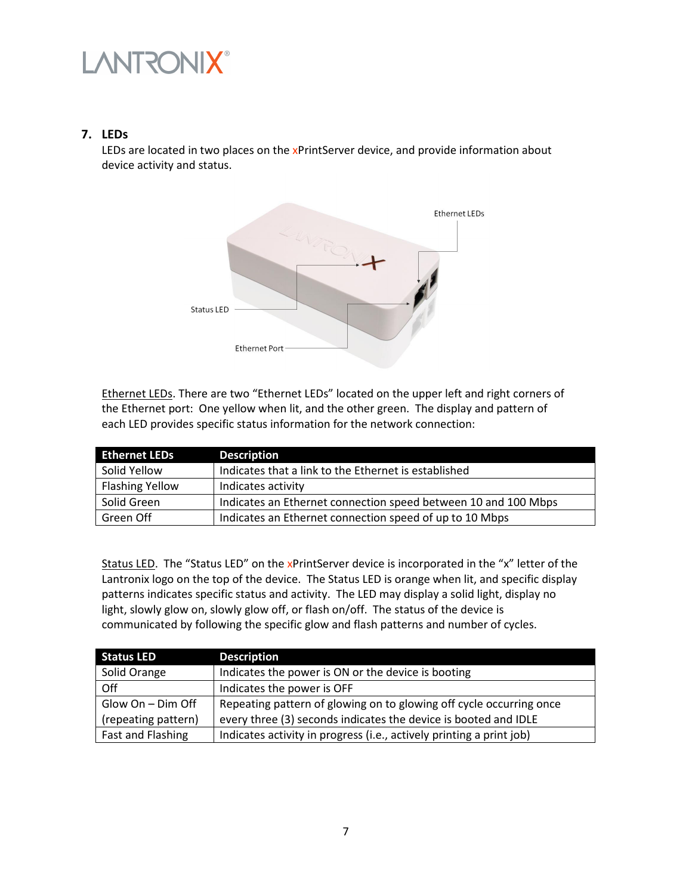## 7. LEDs

LEDs are located in two places on the xPrintServer device, and provide information about device activity and status.

Ethernet LEDs

Status LED

Ethernet Port

Ethernet LEDs. There are two "Ethernet LEDs" located on the upper left and right corners of the Ethernet port: One yellow when lit, and the other green. The display and pattern of each LED provides specific status information for the network connection:

| Ethernet LEDs | Description |
| --- | --- |
| Solid Yellow | Indicates that a link to the Ethernet is established |
| Flashing Yellow | Indicates activity |
| Solid Green | Indicates an Ethernet connection speed between 10 and 100 Mbps |
| Green Off | Indicates an Ethernet connection speed of up to 10 Mbps |

Status LED. The "Status LED" on the xPrintServer device is incorporated in the "x" letter of the Lantronix logo on the top of the device. The Status LED is orange when lit, and specific display patterns indicates specific status and activity. The LED may display a solid light, display no light, slowly glow on, slowly glow off, or flash on/off. The status of the device is communicated by following the specific glow and flash patterns and number of cycles.

| Status LED | Description |
| --- | --- |
| Solid Orange | Indicates the power is ON or the device is booting |
| Off | Indicates the power is OFF |
| Glow On – Dim Off (repeating pattern) | Repeating pattern of glowing on to glowing off cycle occurring once every three (3) seconds indicates the device is booted and IDLE |
| Fast and Flashing | Indicates activity in progress (i.e., actively printing a print job) |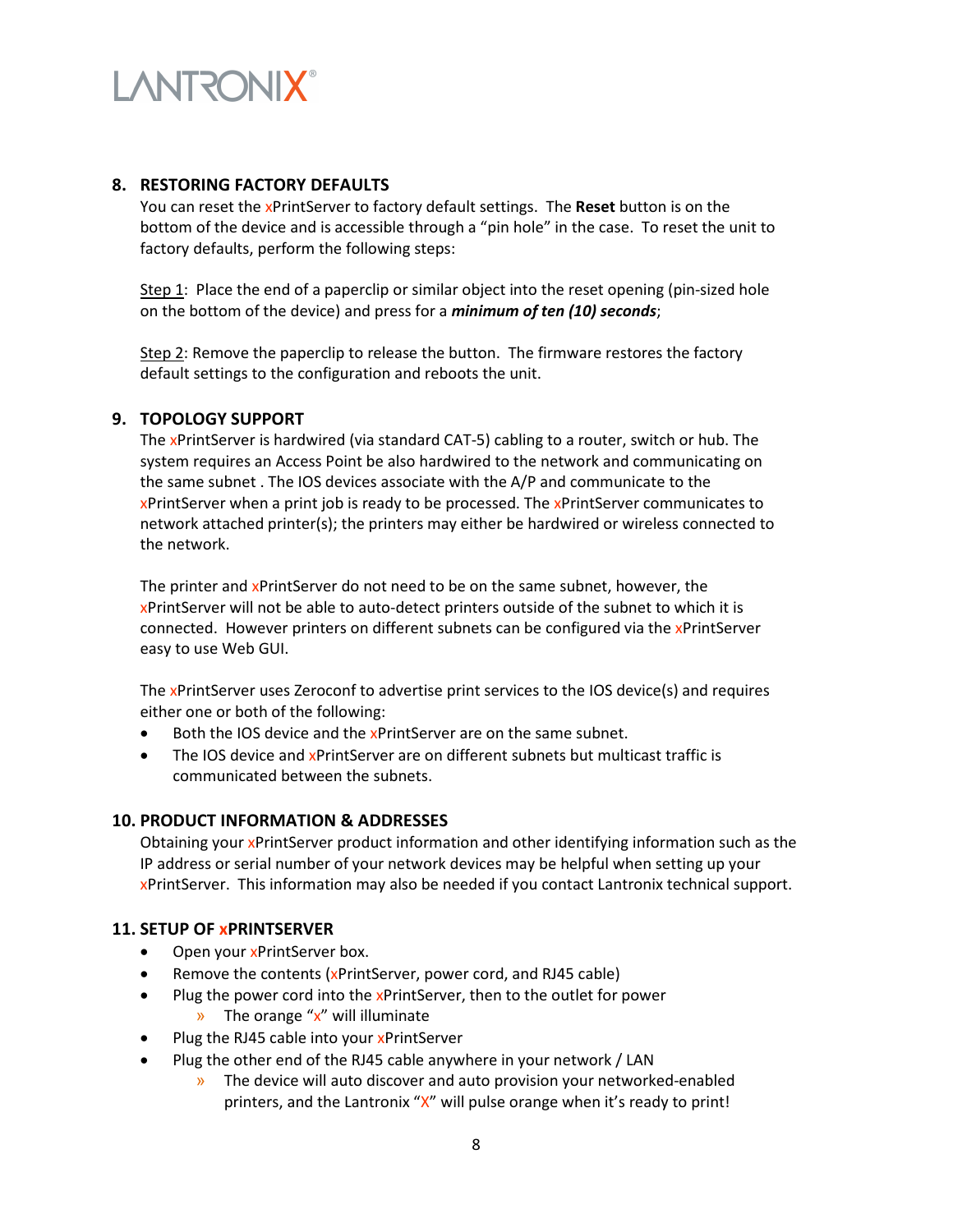## 8. RESTORING FACTORY DEFAULTS

You can reset the xPrintServer to factory default settings. The **Reset** button is on the bottom of the device and is accessible through a "pin hole" in the case. To reset the unit to factory defaults, perform the following steps:

Step 1: Place the end of a paperclip or similar object into the reset opening (pin-sized hole on the bottom of the device) and press for a ***minimum of ten (10) seconds***;

Step 2: Remove the paperclip to release the button. The firmware restores the factory default settings to the configuration and reboots the unit.

## 9. TOPOLOGY SUPPORT

The xPrintServer is hardwired (via standard CAT-5) cabling to a router, switch or hub. The system requires an Access Point be also hardwired to the network and communicating on the same subnet . The IOS devices associate with the A/P and communicate to the xPrintServer when a print job is ready to be processed. The xPrintServer communicates to network attached printer(s); the printers may either be hardwired or wireless connected to the network.

The printer and xPrintServer do not need to be on the same subnet, however, the xPrintServer will not be able to auto-detect printers outside of the subnet to which it is connected. However printers on different subnets can be configured via the xPrintServer easy to use Web GUI.

The xPrintServer uses Zeroconf to advertise print services to the IOS device(s) and requires either one or both of the following:

- Both the IOS device and the xPrintServer are on the same subnet.
- The IOS device and xPrintServer are on different subnets but multicast traffic is communicated between the subnets.

## 10. PRODUCT INFORMATION & ADDRESSES

Obtaining your xPrintServer product information and other identifying information such as the IP address or serial number of your network devices may be helpful when setting up your xPrintServer. This information may also be needed if you contact Lantronix technical support.

## 11. SETUP OF xPRINTSERVER

- Open your xPrintServer box.
- Remove the contents (xPrintServer, power cord, and RJ45 cable)
- Plug the power cord into the xPrintServer, then to the outlet for power
  - » The orange "x" will illuminate
- Plug the RJ45 cable into your xPrintServer
- Plug the other end of the RJ45 cable anywhere in your network / LAN
  - » The device will auto discover and auto provision your networked-enabled printers, and the Lantronix "X" will pulse orange when it's ready to print!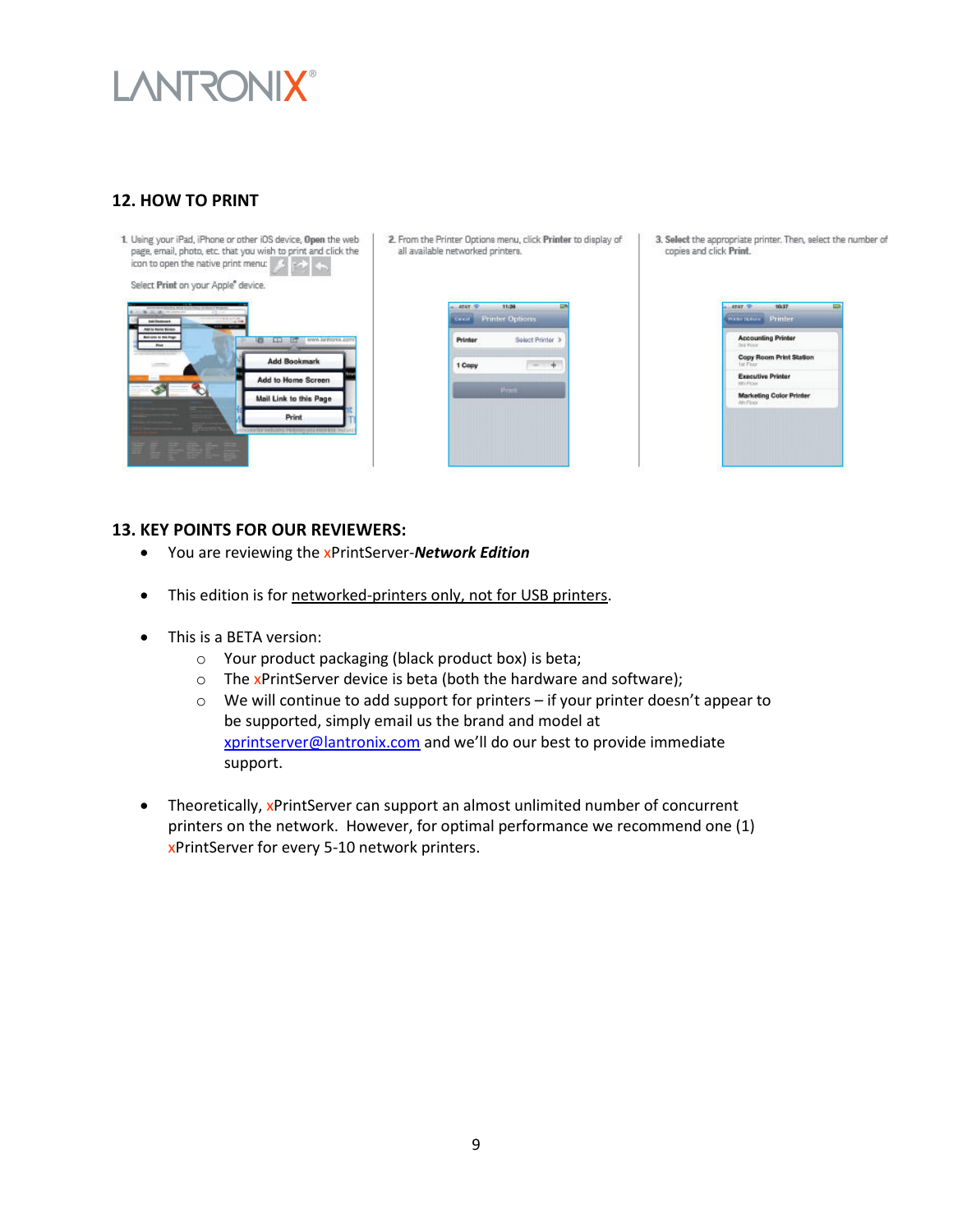## 12. HOW TO PRINT

1. Using your iPad, iPhone or other iOS device, **Open** the web page, email, photo, etc. that you wish to print and click the icon to open the native print menu:

   Select **Print** on your Apple® device.

2. From the Printer Options menu, click **Printer** to display of all available networked printers.

3. **Select** the appropriate printer. Then, select the number of copies and click **Print**.

## 13. KEY POINTS FOR OUR REVIEWERS:

- You are reviewing the xPrintServer-***Network Edition***
- This edition is for networked-printers only, not for USB printers.
- This is a BETA version:
  - Your product packaging (black product box) is beta;
  - The xPrintServer device is beta (both the hardware and software);
  - We will continue to add support for printers – if your printer doesn't appear to be supported, simply email us the brand and model at xprintserver@lantronix.com and we'll do our best to provide immediate support.
- Theoretically, xPrintServer can support an almost unlimited number of concurrent printers on the network. However, for optimal performance we recommend one (1) xPrintServer for every 5-10 network printers.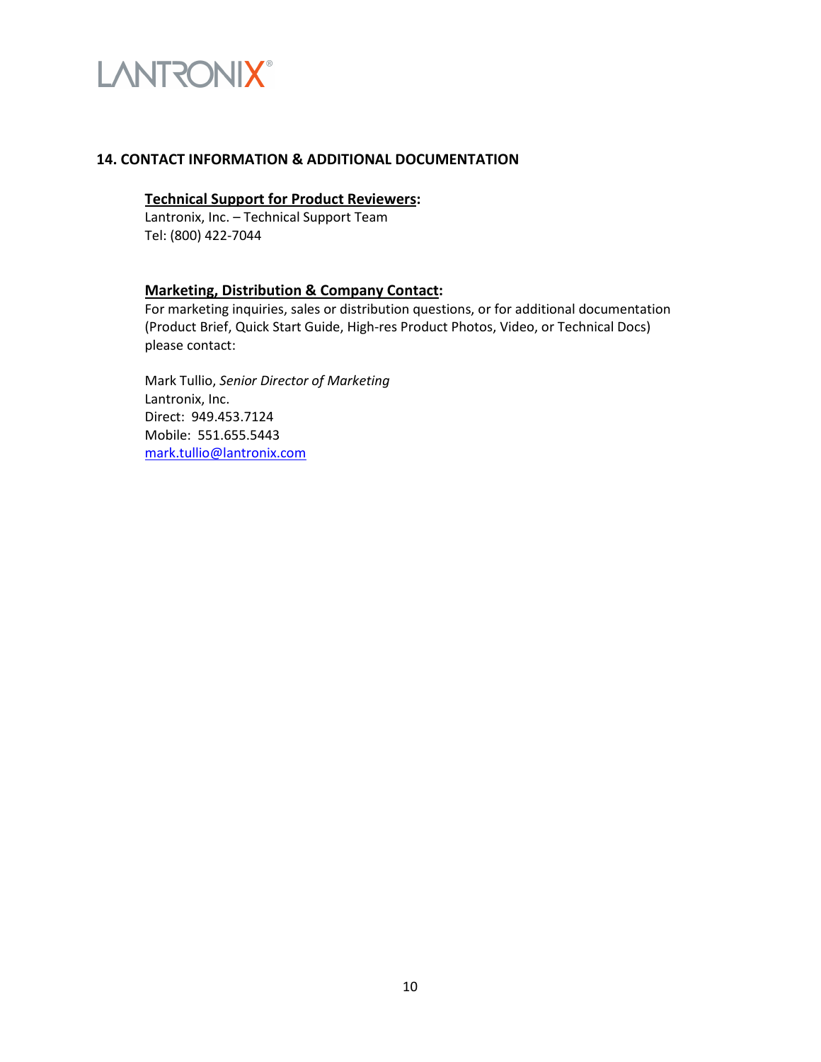LANTRONIX®

## 14. CONTACT INFORMATION & ADDITIONAL DOCUMENTATION

**Technical Support for Product Reviewers:**
Lantronix, Inc. – Technical Support Team
Tel: (800) 422-7044

**Marketing, Distribution & Company Contact:**
For marketing inquiries, sales or distribution questions, or for additional documentation (Product Brief, Quick Start Guide, High-res Product Photos, Video, or Technical Docs) please contact:

Mark Tullio, *Senior Director of Marketing*
Lantronix, Inc.
Direct: 949.453.7124
Mobile: 551.655.5443
mark.tullio@lantronix.com